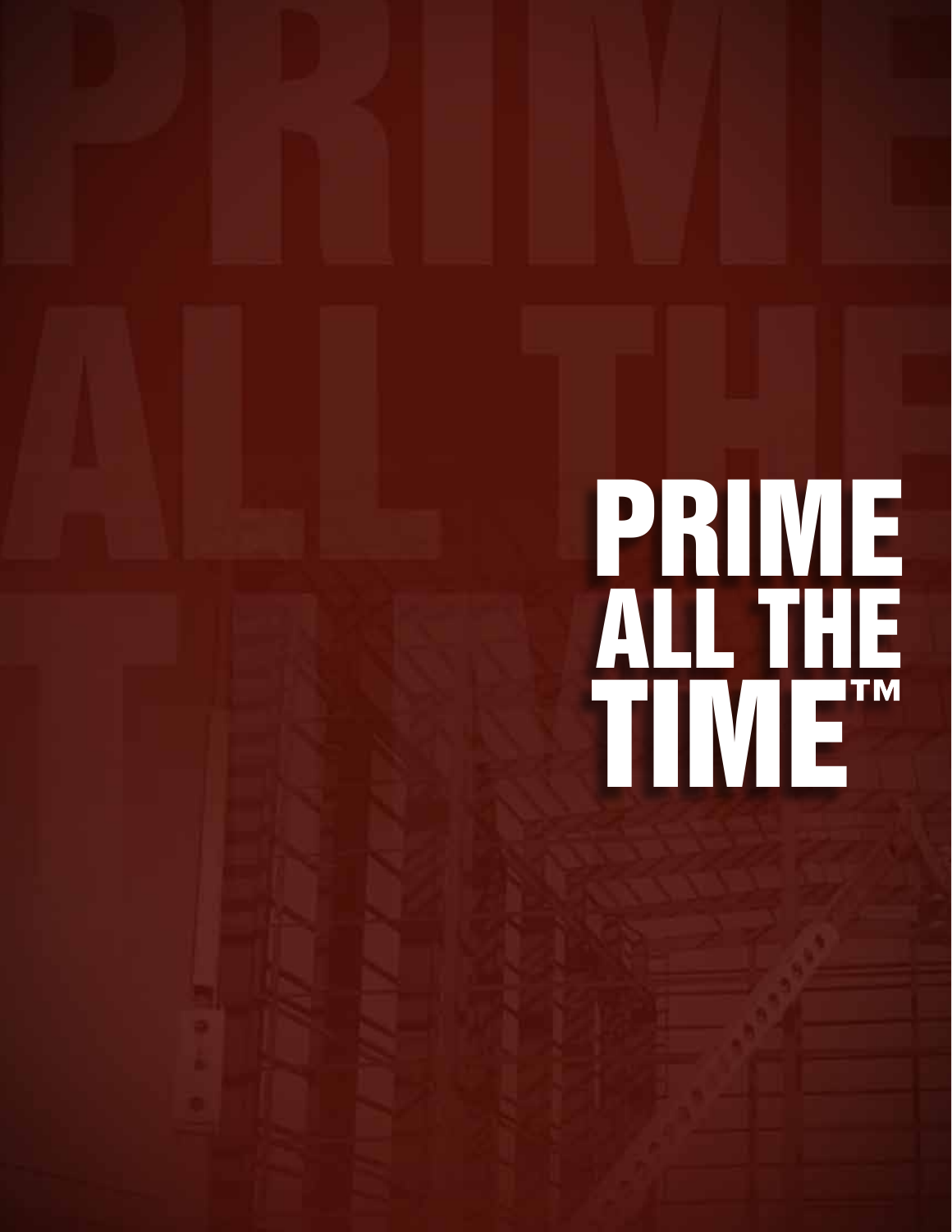# PRIME ALL THE TIME™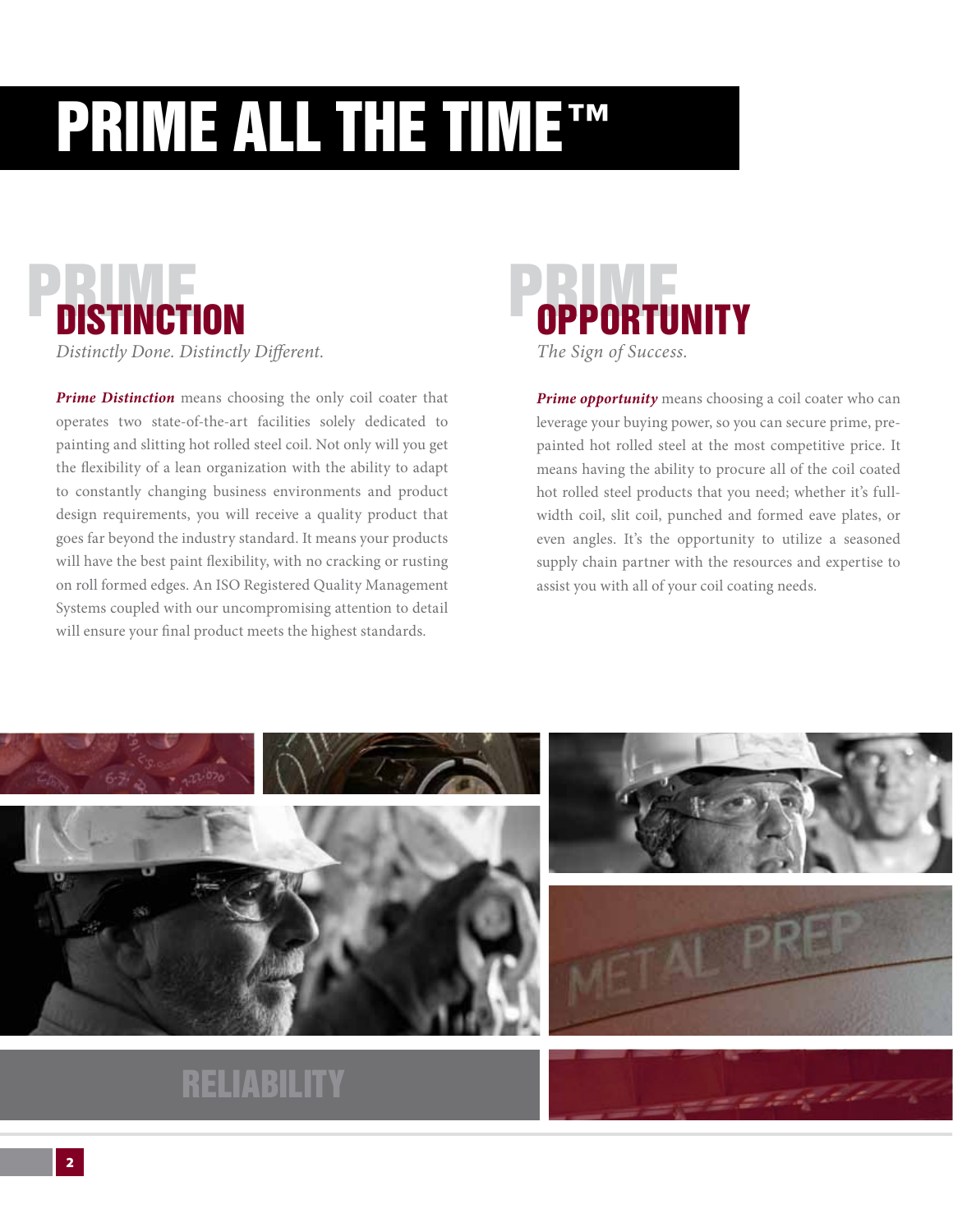# PRIME ALL THE TIME™

## PRIME DISTINCTION

*Distinctly Done. Distinctly Different.*

***Prime Distinction*** means choosing the only coil coater that operates two state-of-the-art facilities solely dedicated to painting and slitting hot rolled steel coil. Not only will you get the flexibility of a lean organization with the ability to adapt to constantly changing business environments and product design requirements, you will receive a quality product that goes far beyond the industry standard. It means your products will have the best paint flexibility, with no cracking or rusting on roll formed edges. An ISO Registered Quality Management Systems coupled with our uncompromising attention to detail will ensure your final product meets the highest standards.

## PRIME OPPORTUNITY

*The Sign of Success.*

***Prime opportunity*** means choosing a coil coater who can leverage your buying power, so you can secure prime, pre-painted hot rolled steel at the most competitive price. It means having the ability to procure all of the coil coated hot rolled steel products that you need; whether it's full-width coil, slit coil, punched and formed eave plates, or even angles. It's the opportunity to utilize a seasoned supply chain partner with the resources and expertise to assist you with all of your coil coating needs.

RELIABILITY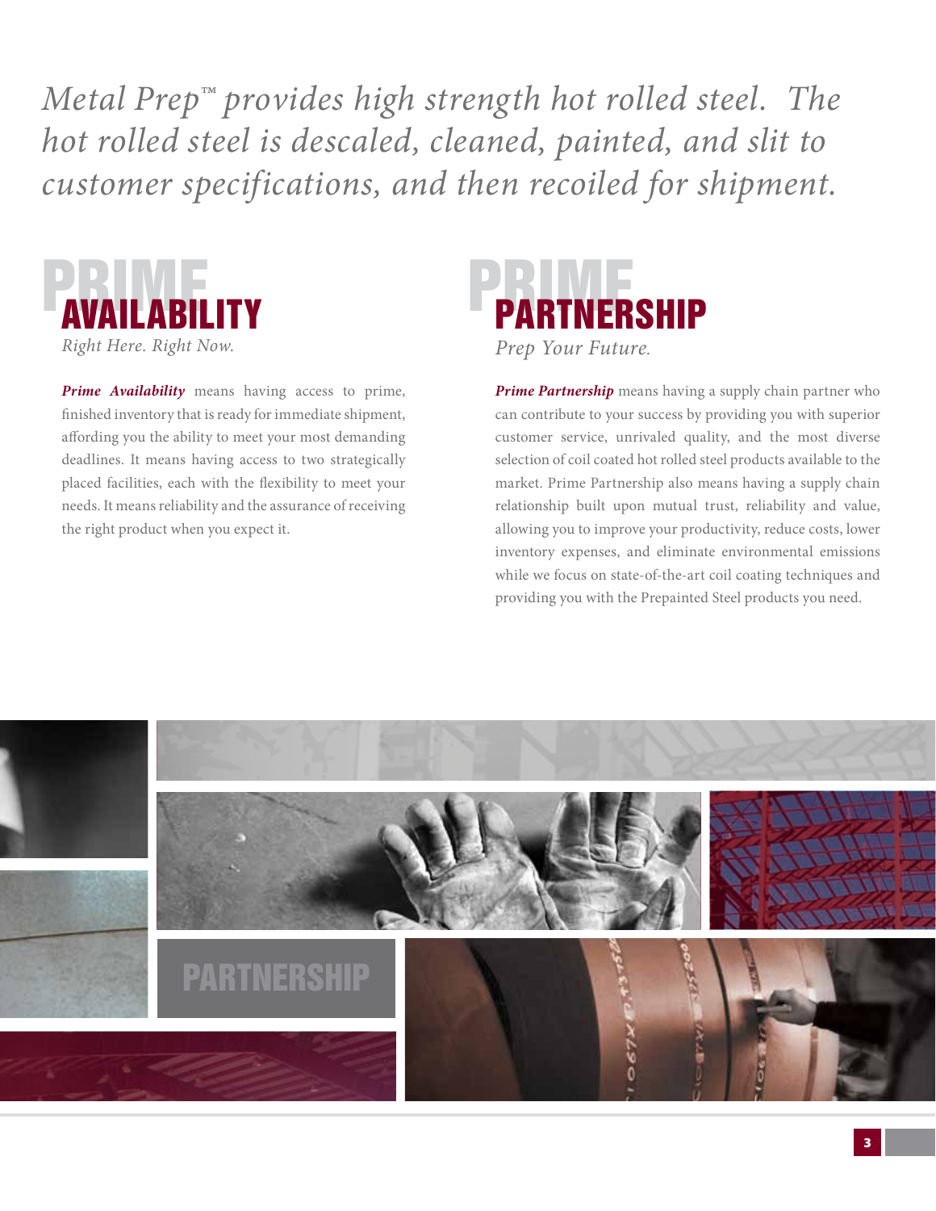*Metal Prep™ provides high strength hot rolled steel. The hot rolled steel is descaled, cleaned, painted, and slit to customer specifications, and then recoiled for shipment.*

## PRIME AVAILABILITY

*Right Here. Right Now.*

***Prime Availability*** means having access to prime, finished inventory that is ready for immediate shipment, affording you the ability to meet your most demanding deadlines. It means having access to two strategically placed facilities, each with the flexibility to meet your needs. It means reliability and the assurance of receiving the right product when you expect it.

## PRIME PARTNERSHIP

*Prep Your Future.*

***Prime Partnership*** means having a supply chain partner who can contribute to your success by providing you with superior customer service, unrivaled quality, and the most diverse selection of coil coated hot rolled steel products available to the market. Prime Partnership also means having a supply chain relationship built upon mutual trust, reliability and value, allowing you to improve your productivity, reduce costs, lower inventory expenses, and eliminate environmental emissions while we focus on state-of-the-art coil coating techniques and providing you with the Prepainted Steel products you need.

PARTNERSHIP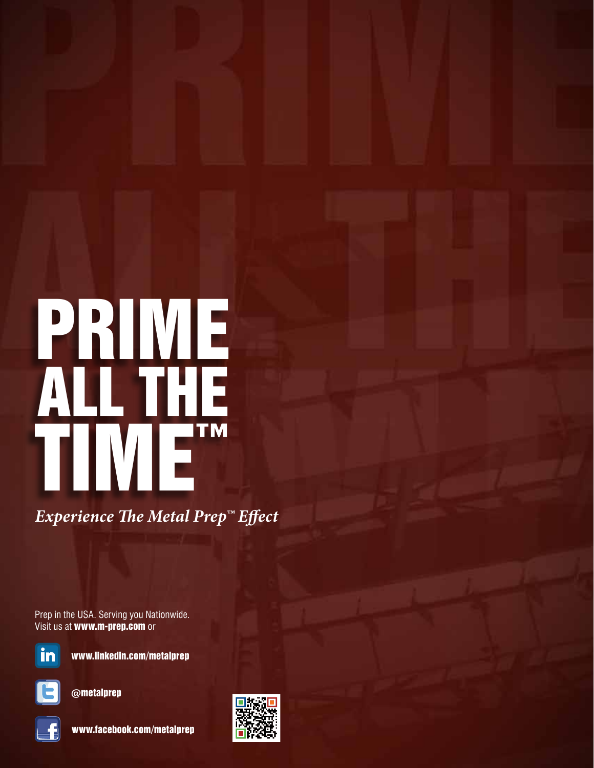# PRIME ALL THE TIME™

*Experience The Metal Prep™ Effect*

Prep in the USA. Serving you Nationwide.
Visit us at **www.m-prep.com** or

**www.linkedin.com/metalprep**

**@metalprep**

**www.facebook.com/metalprep**